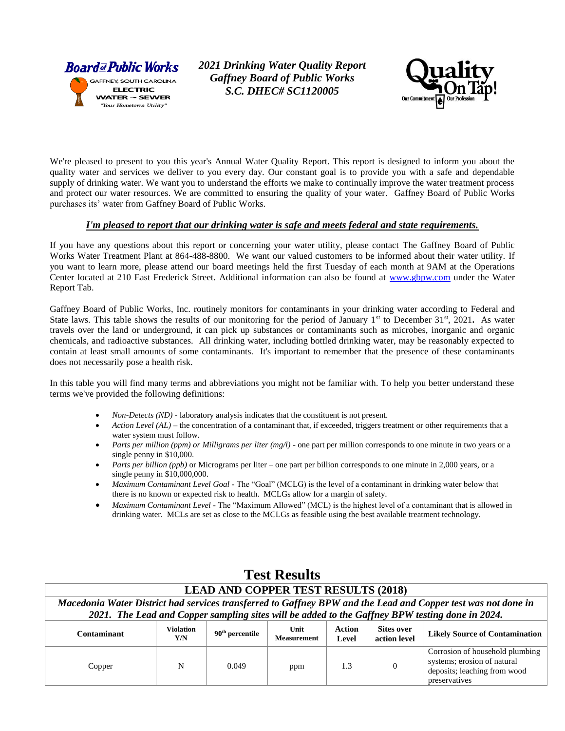**Board of Public Works**
GAFFNEY, SOUTH CAROLINA
ELECTRIC
WATER ~ SEWER
*"Your Hometown Utility"*

# *2021 Drinking Water Quality Report*
## *Gaffney Board of Public Works*
## *S.C. DHEC# SC1120005*

**Quality On Tap!** Our Commitment | Our Profession

We're pleased to present to you this year's Annual Water Quality Report. This report is designed to inform you about the quality water and services we deliver to you every day. Our constant goal is to provide you with a safe and dependable supply of drinking water. We want you to understand the efforts we make to continually improve the water treatment process and protect our water resources. We are committed to ensuring the quality of your water. Gaffney Board of Public Works purchases its' water from Gaffney Board of Public Works.

***I'm pleased to report that our drinking water is safe and meets federal and state requirements.***

If you have any questions about this report or concerning your water utility, please contact The Gaffney Board of Public Works Water Treatment Plant at 864-488-8800. We want our valued customers to be informed about their water utility. If you want to learn more, please attend our board meetings held the first Tuesday of each month at 9AM at the Operations Center located at 210 East Frederick Street. Additional information can also be found at www.gbpw.com under the Water Report Tab.

Gaffney Board of Public Works, Inc. routinely monitors for contaminants in your drinking water according to Federal and State laws. This table shows the results of our monitoring for the period of January 1st to December 31st, 2021**.** As water travels over the land or underground, it can pick up substances or contaminants such as microbes, inorganic and organic chemicals, and radioactive substances. All drinking water, including bottled drinking water, may be reasonably expected to contain at least small amounts of some contaminants. It's important to remember that the presence of these contaminants does not necessarily pose a health risk.

In this table you will find many terms and abbreviations you might not be familiar with. To help you better understand these terms we've provided the following definitions:

- *Non-Detects (ND)* - laboratory analysis indicates that the constituent is not present.
- *Action Level (AL)* – the concentration of a contaminant that, if exceeded, triggers treatment or other requirements that a water system must follow.
- *Parts per million (ppm) or Milligrams per liter (mg/l)* - one part per million corresponds to one minute in two years or a single penny in $10,000.
- *Parts per billion (ppb)* or Micrograms per liter – one part per billion corresponds to one minute in 2,000 years, or a single penny in $10,000,000.
- *Maximum Contaminant Level Goal* - The "Goal" (MCLG) is the level of a contaminant in drinking water below that there is no known or expected risk to health. MCLGs allow for a margin of safety.
- *Maximum Contaminant Level* - The "Maximum Allowed" (MCL) is the highest level of a contaminant that is allowed in drinking water. MCLs are set as close to the MCLGs as feasible using the best available treatment technology.

# Test Results

## LEAD AND COPPER TEST RESULTS (2018)

***Macedonia Water District had services transferred to Gaffney BPW and the Lead and Copper test was not done in 2021. The Lead and Copper sampling sites will be added to the Gaffney BPW testing done in 2024.***

| Contaminant | Violation Y/N | 90th percentile | Unit Measurement | Action Level | Sites over action level | Likely Source of Contamination |
|---|---|---|---|---|---|---|
| Copper | N | 0.049 | ppm | 1.3 | 0 | Corrosion of household plumbing systems; erosion of natural deposits; leaching from wood preservatives |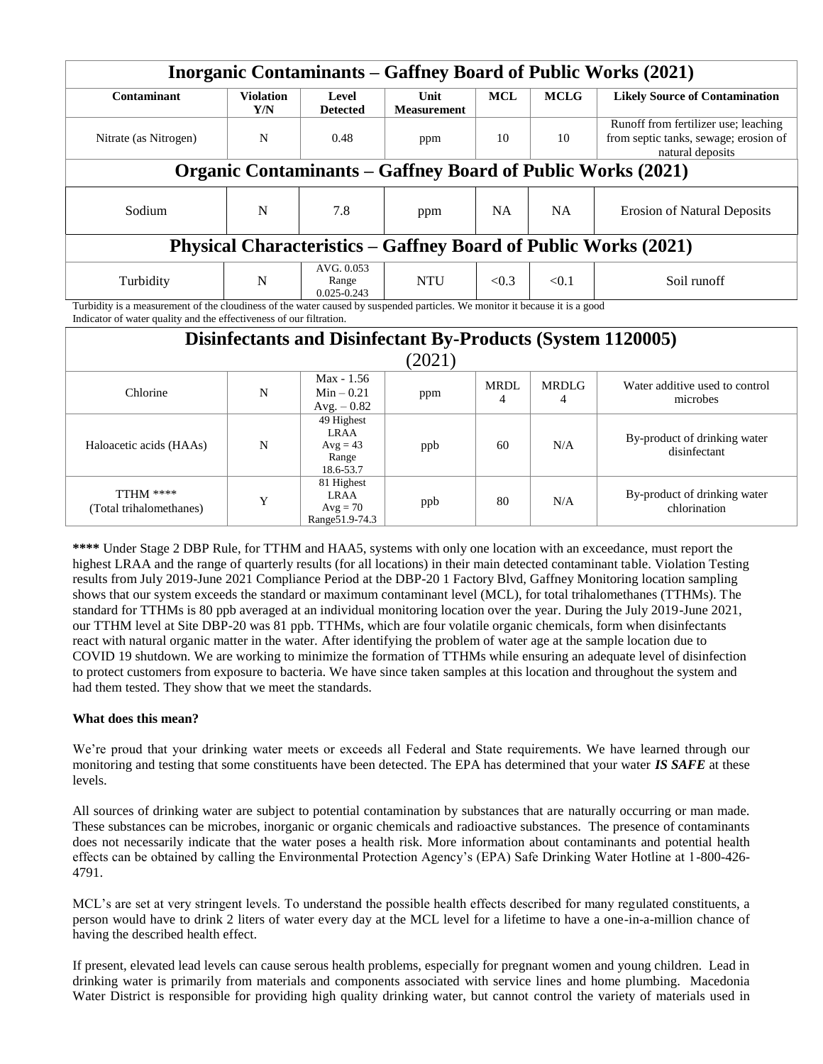| Inorganic Contaminants – Gaffney Board of Public Works (2021) | | | | | | |
|---|---|---|---|---|---|---|
| **Contaminant** | **Violation Y/N** | **Level Detected** | **Unit Measurement** | **MCL** | **MCLG** | **Likely Source of Contamination** |
| Nitrate (as Nitrogen) | N | 0.48 | ppm | 10 | 10 | Runoff from fertilizer use; leaching from septic tanks, sewage; erosion of natural deposits |
| **Organic Contaminants – Gaffney Board of Public Works (2021)** | | | | | | |
| Sodium | N | 7.8 | ppm | NA | NA | Erosion of Natural Deposits |
| **Physical Characteristics – Gaffney Board of Public Works (2021)** | | | | | | |
| Turbidity | N | AVG. 0.053 Range 0.025-0.243 | NTU | <0.3 | <0.1 | Soil runoff |

Turbidity is a measurement of the cloudiness of the water caused by suspended particles. We monitor it because it is a good Indicator of water quality and the effectiveness of our filtration.

| Disinfectants and Disinfectant By-Products (System 1120005) (2021) | | | | | | |
|---|---|---|---|---|---|---|
| Chlorine | N | Max - 1.56 Min – 0.21 Avg. – 0.82 | ppm | MRDL 4 | MRDLG 4 | Water additive used to control microbes |
| Haloacetic acids (HAAs) | N | 49 Highest LRAA Avg = 43 Range 18.6-53.7 | ppb | 60 | N/A | By-product of drinking water disinfectant |
| TTHM **** (Total trihalomethanes) | Y | 81 Highest LRAA Avg = 70 Range51.9-74.3 | ppb | 80 | N/A | By-product of drinking water chlorination |

**\*\*\*\*** Under Stage 2 DBP Rule, for TTHM and HAA5, systems with only one location with an exceedance, must report the highest LRAA and the range of quarterly results (for all locations) in their main detected contaminant table. Violation Testing results from July 2019-June 2021 Compliance Period at the DBP-20 1 Factory Blvd, Gaffney Monitoring location sampling shows that our system exceeds the standard or maximum contaminant level (MCL), for total trihalomethanes (TTHMs). The standard for TTHMs is 80 ppb averaged at an individual monitoring location over the year. During the July 2019-June 2021, our TTHM level at Site DBP-20 was 81 ppb. TTHMs, which are four volatile organic chemicals, form when disinfectants react with natural organic matter in the water. After identifying the problem of water age at the sample location due to COVID 19 shutdown. We are working to minimize the formation of TTHMs while ensuring an adequate level of disinfection to protect customers from exposure to bacteria. We have since taken samples at this location and throughout the system and had them tested. They show that we meet the standards.

**What does this mean?**

We're proud that your drinking water meets or exceeds all Federal and State requirements. We have learned through our monitoring and testing that some constituents have been detected. The EPA has determined that your water ***IS SAFE*** at these levels.

All sources of drinking water are subject to potential contamination by substances that are naturally occurring or man made. These substances can be microbes, inorganic or organic chemicals and radioactive substances. The presence of contaminants does not necessarily indicate that the water poses a health risk. More information about contaminants and potential health effects can be obtained by calling the Environmental Protection Agency's (EPA) Safe Drinking Water Hotline at 1-800-426-4791.

MCL's are set at very stringent levels. To understand the possible health effects described for many regulated constituents, a person would have to drink 2 liters of water every day at the MCL level for a lifetime to have a one-in-a-million chance of having the described health effect.

If present, elevated lead levels can cause serous health problems, especially for pregnant women and young children. Lead in drinking water is primarily from materials and components associated with service lines and home plumbing. Macedonia Water District is responsible for providing high quality drinking water, but cannot control the variety of materials used in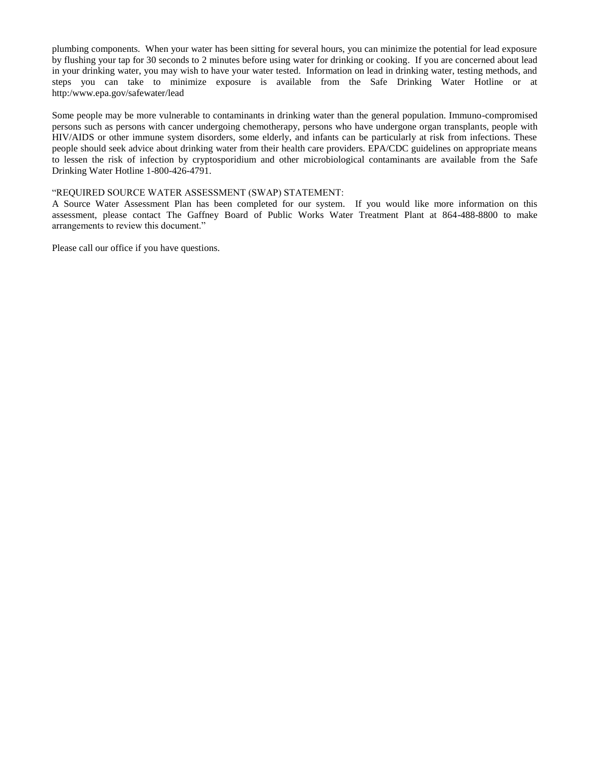plumbing components. When your water has been sitting for several hours, you can minimize the potential for lead exposure by flushing your tap for 30 seconds to 2 minutes before using water for drinking or cooking. If you are concerned about lead in your drinking water, you may wish to have your water tested. Information on lead in drinking water, testing methods, and steps you can take to minimize exposure is available from the Safe Drinking Water Hotline or at http:/www.epa.gov/safewater/lead

Some people may be more vulnerable to contaminants in drinking water than the general population. Immuno-compromised persons such as persons with cancer undergoing chemotherapy, persons who have undergone organ transplants, people with HIV/AIDS or other immune system disorders, some elderly, and infants can be particularly at risk from infections. These people should seek advice about drinking water from their health care providers. EPA/CDC guidelines on appropriate means to lessen the risk of infection by cryptosporidium and other microbiological contaminants are available from the Safe Drinking Water Hotline 1-800-426-4791.

"REQUIRED SOURCE WATER ASSESSMENT (SWAP) STATEMENT:
A Source Water Assessment Plan has been completed for our system. If you would like more information on this assessment, please contact The Gaffney Board of Public Works Water Treatment Plant at 864-488-8800 to make arrangements to review this document."

Please call our office if you have questions.